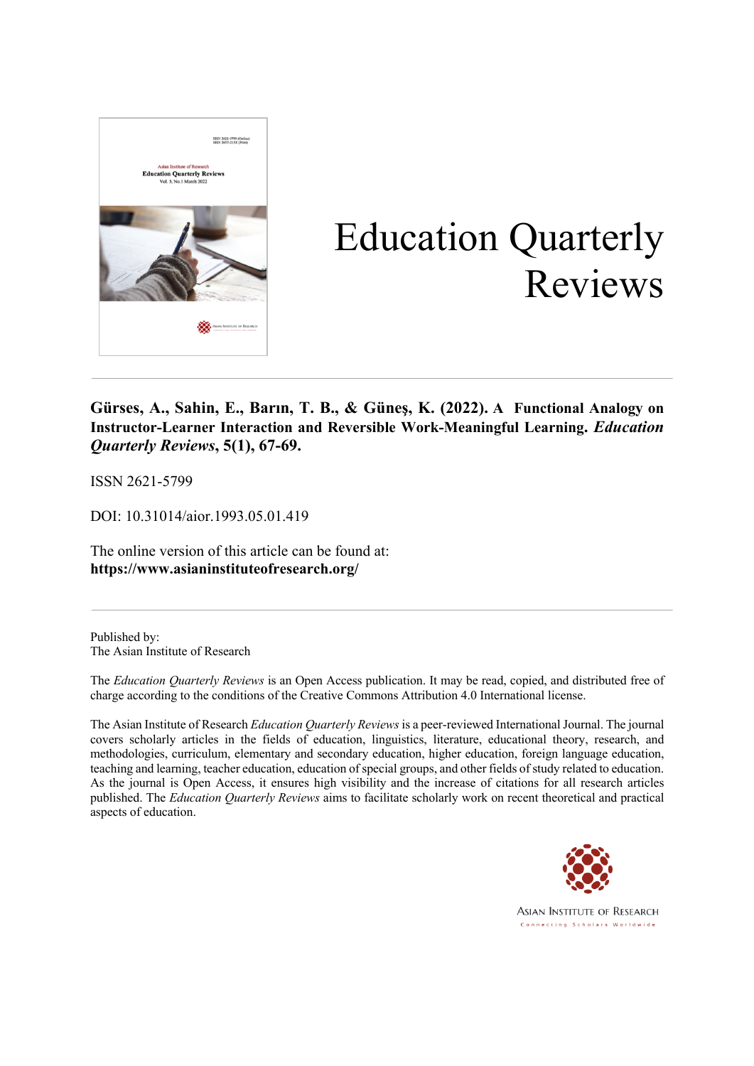# Education Quarterly Reviews

**Gürses, A., Sahin, E., Barın, T. B., & Güneş, K. (2022). A Functional Analogy on Instructor-Learner Interaction and Reversible Work-Meaningful Learning. *Education Quarterly Reviews*, 5(1), 67-69.**

ISSN 2621-5799

DOI: 10.31014/aior.1993.05.01.419

The online version of this article can be found at:
**https://www.asianinstituteofresearch.org/**

---

Published by:
The Asian Institute of Research

The *Education Quarterly Reviews* is an Open Access publication. It may be read, copied, and distributed free of charge according to the conditions of the Creative Commons Attribution 4.0 International license.

The Asian Institute of Research *Education Quarterly Reviews* is a peer-reviewed International Journal. The journal covers scholarly articles in the fields of education, linguistics, literature, educational theory, research, and methodologies, curriculum, elementary and secondary education, higher education, foreign language education, teaching and learning, teacher education, education of special groups, and other fields of study related to education. As the journal is Open Access, it ensures high visibility and the increase of citations for all research articles published. The *Education Quarterly Reviews* aims to facilitate scholarly work on recent theoretical and practical aspects of education.

ASIAN INSTITUTE OF RESEARCH
Connecting Scholars Worldwide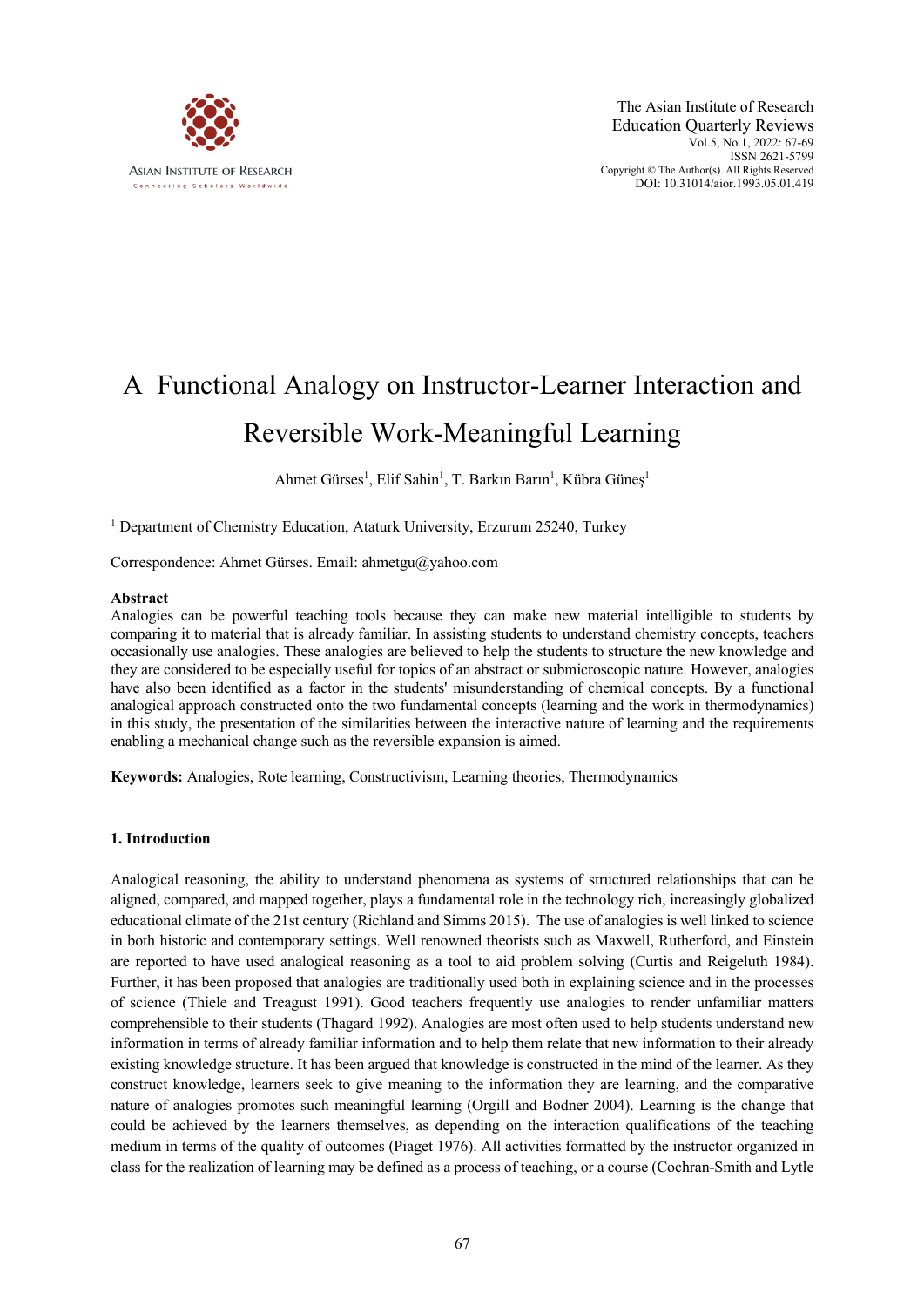# A Functional Analogy on Instructor-Learner Interaction and Reversible Work-Meaningful Learning

Ahmet Gürses[1], Elif Sahin[1], T. Barkın Barın[1], Kübra Güneş[1]

[1] Department of Chemistry Education, Ataturk University, Erzurum 25240, Turkey

Correspondence: Ahmet Gürses. Email: ahmetgu@yahoo.com

## Abstract

Analogies can be powerful teaching tools because they can make new material intelligible to students by comparing it to material that is already familiar. In assisting students to understand chemistry concepts, teachers occasionally use analogies. These analogies are believed to help the students to structure the new knowledge and they are considered to be especially useful for topics of an abstract or submicroscopic nature. However, analogies have also been identified as a factor in the students' misunderstanding of chemical concepts. By a functional analogical approach constructed onto the two fundamental concepts (learning and the work in thermodynamics) in this study, the presentation of the similarities between the interactive nature of learning and the requirements enabling a mechanical change such as the reversible expansion is aimed.

**Keywords:** Analogies, Rote learning, Constructivism, Learning theories, Thermodynamics

## 1. Introduction

Analogical reasoning, the ability to understand phenomena as systems of structured relationships that can be aligned, compared, and mapped together, plays a fundamental role in the technology rich, increasingly globalized educational climate of the 21st century (Richland and Simms 2015). The use of analogies is well linked to science in both historic and contemporary settings. Well renowned theorists such as Maxwell, Rutherford, and Einstein are reported to have used analogical reasoning as a tool to aid problem solving (Curtis and Reigeluth 1984). Further, it has been proposed that analogies are traditionally used both in explaining science and in the processes of science (Thiele and Treagust 1991). Good teachers frequently use analogies to render unfamiliar matters comprehensible to their students (Thagard 1992). Analogies are most often used to help students understand new information in terms of already familiar information and to help them relate that new information to their already existing knowledge structure. It has been argued that knowledge is constructed in the mind of the learner. As they construct knowledge, learners seek to give meaning to the information they are learning, and the comparative nature of analogies promotes such meaningful learning (Orgill and Bodner 2004). Learning is the change that could be achieved by the learners themselves, as depending on the interaction qualifications of the teaching medium in terms of the quality of outcomes (Piaget 1976). All activities formatted by the instructor organized in class for the realization of learning may be defined as a process of teaching, or a course (Cochran-Smith and Lytle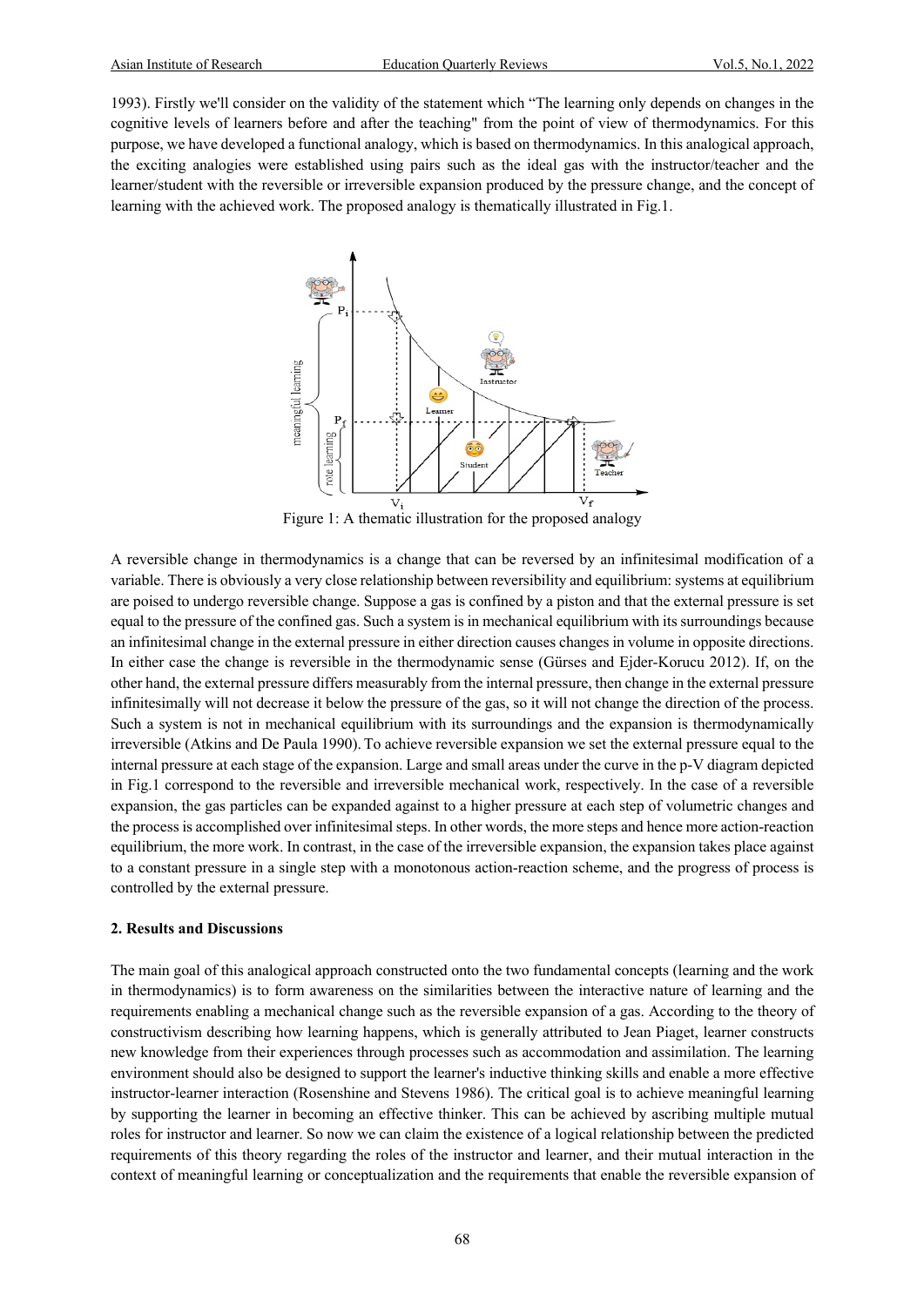1993). Firstly we'll consider on the validity of the statement which "The learning only depends on changes in the cognitive levels of learners before and after the teaching" from the point of view of thermodynamics. For this purpose, we have developed a functional analogy, which is based on thermodynamics. In this analogical approach, the exciting analogies were established using pairs such as the ideal gas with the instructor/teacher and the learner/student with the reversible or irreversible expansion produced by the pressure change, and the concept of learning with the achieved work. The proposed analogy is thematically illustrated in Fig.1.

Figure 1: A thematic illustration for the proposed analogy

A reversible change in thermodynamics is a change that can be reversed by an infinitesimal modification of a variable. There is obviously a very close relationship between reversibility and equilibrium: systems at equilibrium are poised to undergo reversible change. Suppose a gas is confined by a piston and that the external pressure is set equal to the pressure of the confined gas. Such a system is in mechanical equilibrium with its surroundings because an infinitesimal change in the external pressure in either direction causes changes in volume in opposite directions. In either case the change is reversible in the thermodynamic sense (Gürses and Ejder-Korucu 2012). If, on the other hand, the external pressure differs measurably from the internal pressure, then change in the external pressure infinitesimally will not decrease it below the pressure of the gas, so it will not change the direction of the process. Such a system is not in mechanical equilibrium with its surroundings and the expansion is thermodynamically irreversible (Atkins and De Paula 1990). To achieve reversible expansion we set the external pressure equal to the internal pressure at each stage of the expansion. Large and small areas under the curve in the p-V diagram depicted in Fig.1 correspond to the reversible and irreversible mechanical work, respectively. In the case of a reversible expansion, the gas particles can be expanded against to a higher pressure at each step of volumetric changes and the process is accomplished over infinitesimal steps. In other words, the more steps and hence more action-reaction equilibrium, the more work. In contrast, in the case of the irreversible expansion, the expansion takes place against to a constant pressure in a single step with a monotonous action-reaction scheme, and the progress of process is controlled by the external pressure.

## 2. Results and Discussions

The main goal of this analogical approach constructed onto the two fundamental concepts (learning and the work in thermodynamics) is to form awareness on the similarities between the interactive nature of learning and the requirements enabling a mechanical change such as the reversible expansion of a gas. According to the theory of constructivism describing how learning happens, which is generally attributed to Jean Piaget, learner constructs new knowledge from their experiences through processes such as accommodation and assimilation. The learning environment should also be designed to support the learner's inductive thinking skills and enable a more effective instructor-learner interaction (Rosenshine and Stevens 1986). The critical goal is to achieve meaningful learning by supporting the learner in becoming an effective thinker. This can be achieved by ascribing multiple mutual roles for instructor and learner. So now we can claim the existence of a logical relationship between the predicted requirements of this theory regarding the roles of the instructor and learner, and their mutual interaction in the context of meaningful learning or conceptualization and the requirements that enable the reversible expansion of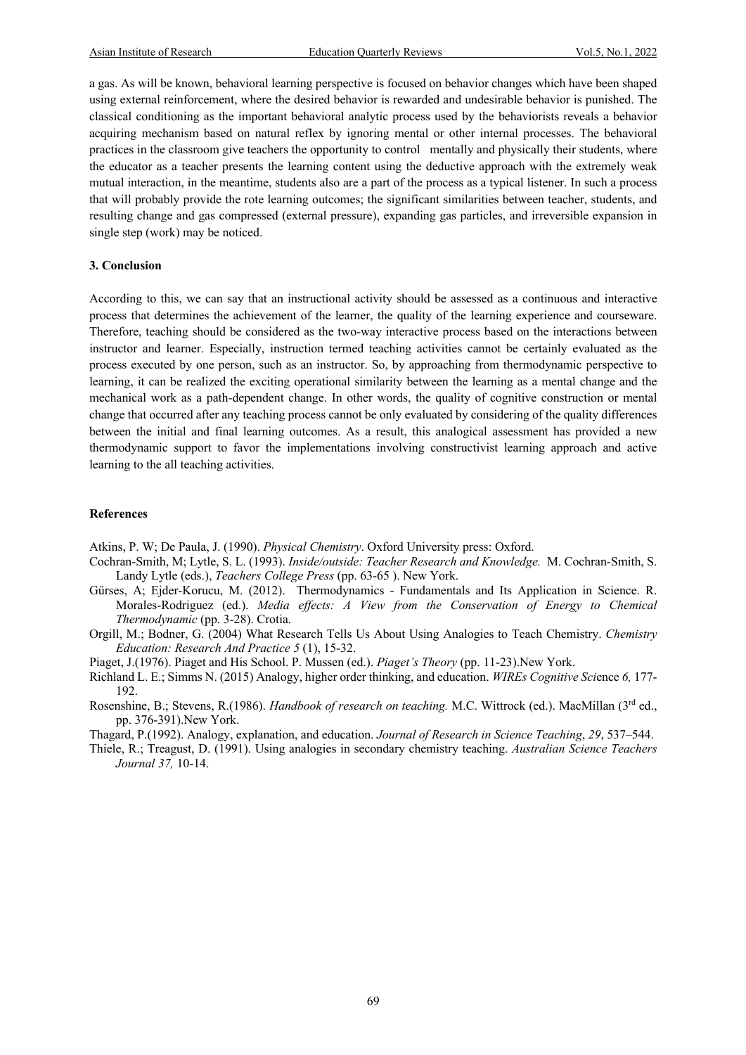a gas. As will be known, behavioral learning perspective is focused on behavior changes which have been shaped using external reinforcement, where the desired behavior is rewarded and undesirable behavior is punished. The classical conditioning as the important behavioral analytic process used by the behaviorists reveals a behavior acquiring mechanism based on natural reflex by ignoring mental or other internal processes. The behavioral practices in the classroom give teachers the opportunity to control mentally and physically their students, where the educator as a teacher presents the learning content using the deductive approach with the extremely weak mutual interaction, in the meantime, students also are a part of the process as a typical listener. In such a process that will probably provide the rote learning outcomes; the significant similarities between teacher, students, and resulting change and gas compressed (external pressure), expanding gas particles, and irreversible expansion in single step (work) may be noticed.

## 3. Conclusion

According to this, we can say that an instructional activity should be assessed as a continuous and interactive process that determines the achievement of the learner, the quality of the learning experience and courseware. Therefore, teaching should be considered as the two-way interactive process based on the interactions between instructor and learner. Especially, instruction termed teaching activities cannot be certainly evaluated as the process executed by one person, such as an instructor. So, by approaching from thermodynamic perspective to learning, it can be realized the exciting operational similarity between the learning as a mental change and the mechanical work as a path-dependent change. In other words, the quality of cognitive construction or mental change that occurred after any teaching process cannot be only evaluated by considering of the quality differences between the initial and final learning outcomes. As a result, this analogical assessment has provided a new thermodynamic support to favor the implementations involving constructivist learning approach and active learning to the all teaching activities.

## References

Atkins, P. W; De Paula, J. (1990). *Physical Chemistry*. Oxford University press: Oxford.

Cochran-Smith, M; Lytle, S. L. (1993). *Inside/outside: Teacher Research and Knowledge.* M. Cochran-Smith, S. Landy Lytle (eds.), *Teachers College Press* (pp. 63-65 ). New York.

Gürses, A; Ejder-Korucu, M. (2012). Thermodynamics - Fundamentals and Its Application in Science. R. Morales-Rodriguez (ed.). *Media effects: A View from the Conservation of Energy to Chemical Thermodynamic* (pp. 3-28). Crotia.

Orgill, M.; Bodner, G. (2004) What Research Tells Us About Using Analogies to Teach Chemistry. *Chemistry Education: Research And Practice 5* (1), 15-32.

Piaget, J.(1976). Piaget and His School. P. Mussen (ed.). *Piaget's Theory* (pp. 11-23).New York.

Richland L. E.; Simms N. (2015) Analogy, higher order thinking, and education. *WIREs Cognitive Science 6,* 177-192.

Rosenshine, B.; Stevens, R.(1986). *Handbook of research on teaching.* M.C. Wittrock (ed.). MacMillan (3rd ed., pp. 376-391).New York.

Thagard, P.(1992). Analogy, explanation, and education. *Journal of Research in Science Teaching*, *29*, 537–544.

Thiele, R.; Treagust, D. (1991). Using analogies in secondary chemistry teaching. *Australian Science Teachers Journal 37,* 10-14.